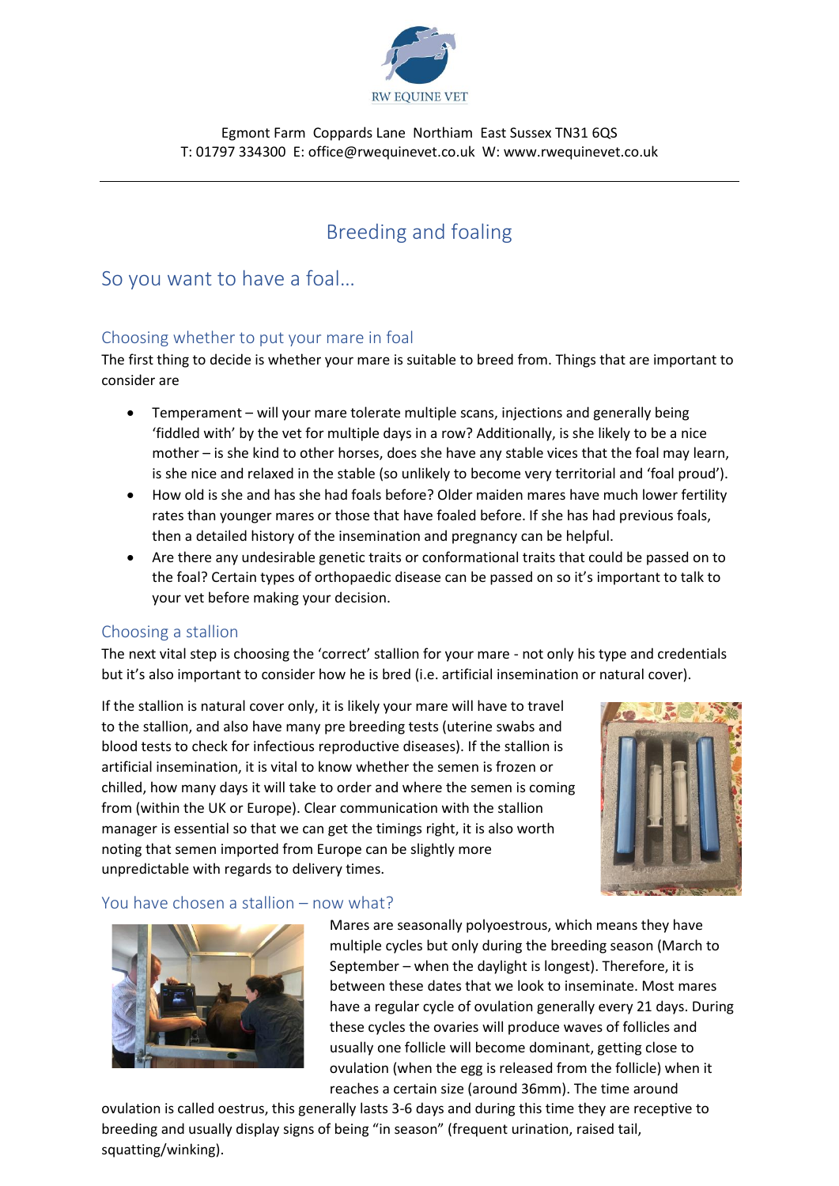RW EQUINE VET

Egmont Farm Coppards Lane Northiam East Sussex TN31 6QS
T: 01797 334300 E: office@rwequinevet.co.uk W: www.rwequinevet.co.uk

---

# Breeding and foaling

## So you want to have a foal…

### Choosing whether to put your mare in foal

The first thing to decide is whether your mare is suitable to breed from. Things that are important to consider are

- Temperament – will your mare tolerate multiple scans, injections and generally being 'fiddled with' by the vet for multiple days in a row? Additionally, is she likely to be a nice mother – is she kind to other horses, does she have any stable vices that the foal may learn, is she nice and relaxed in the stable (so unlikely to become very territorial and 'foal proud').
- How old is she and has she had foals before? Older maiden mares have much lower fertility rates than younger mares or those that have foaled before. If she has had previous foals, then a detailed history of the insemination and pregnancy can be helpful.
- Are there any undesirable genetic traits or conformational traits that could be passed on to the foal? Certain types of orthopaedic disease can be passed on so it's important to talk to your vet before making your decision.

### Choosing a stallion

The next vital step is choosing the 'correct' stallion for your mare - not only his type and credentials but it's also important to consider how he is bred (i.e. artificial insemination or natural cover).

If the stallion is natural cover only, it is likely your mare will have to travel to the stallion, and also have many pre breeding tests (uterine swabs and blood tests to check for infectious reproductive diseases). If the stallion is artificial insemination, it is vital to know whether the semen is frozen or chilled, how many days it will take to order and where the semen is coming from (within the UK or Europe). Clear communication with the stallion manager is essential so that we can get the timings right, it is also worth noting that semen imported from Europe can be slightly more unpredictable with regards to delivery times.

### You have chosen a stallion – now what?

Mares are seasonally polyoestrous, which means they have multiple cycles but only during the breeding season (March to September – when the daylight is longest). Therefore, it is between these dates that we look to inseminate. Most mares have a regular cycle of ovulation generally every 21 days. During these cycles the ovaries will produce waves of follicles and usually one follicle will become dominant, getting close to ovulation (when the egg is released from the follicle) when it reaches a certain size (around 36mm). The time around ovulation is called oestrus, this generally lasts 3-6 days and during this time they are receptive to breeding and usually display signs of being "in season" (frequent urination, raised tail, squatting/winking).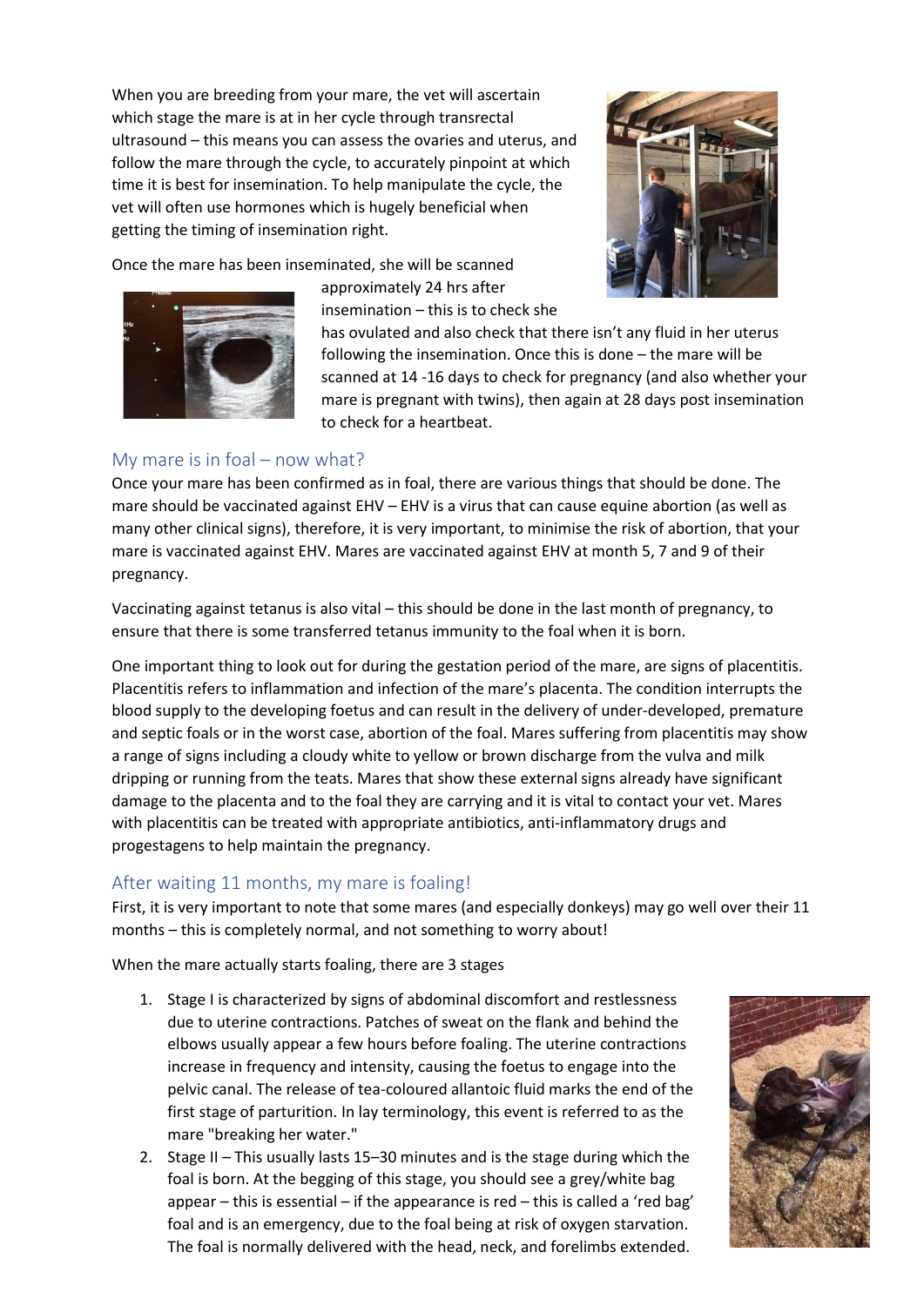When you are breeding from your mare, the vet will ascertain which stage the mare is at in her cycle through transrectal ultrasound – this means you can assess the ovaries and uterus, and follow the mare through the cycle, to accurately pinpoint at which time it is best for insemination. To help manipulate the cycle, the vet will often use hormones which is hugely beneficial when getting the timing of insemination right.

Once the mare has been inseminated, she will be scanned approximately 24 hrs after insemination – this is to check she has ovulated and also check that there isn't any fluid in her uterus following the insemination. Once this is done – the mare will be scanned at 14 -16 days to check for pregnancy (and also whether your mare is pregnant with twins), then again at 28 days post insemination to check for a heartbeat.

## My mare is in foal – now what?

Once your mare has been confirmed as in foal, there are various things that should be done. The mare should be vaccinated against EHV – EHV is a virus that can cause equine abortion (as well as many other clinical signs), therefore, it is very important, to minimise the risk of abortion, that your mare is vaccinated against EHV. Mares are vaccinated against EHV at month 5, 7 and 9 of their pregnancy.

Vaccinating against tetanus is also vital – this should be done in the last month of pregnancy, to ensure that there is some transferred tetanus immunity to the foal when it is born.

One important thing to look out for during the gestation period of the mare, are signs of placentitis. Placentitis refers to inflammation and infection of the mare's placenta. The condition interrupts the blood supply to the developing foetus and can result in the delivery of under-developed, premature and septic foals or in the worst case, abortion of the foal. Mares suffering from placentitis may show a range of signs including a cloudy white to yellow or brown discharge from the vulva and milk dripping or running from the teats. Mares that show these external signs already have significant damage to the placenta and to the foal they are carrying and it is vital to contact your vet. Mares with placentitis can be treated with appropriate antibiotics, anti-inflammatory drugs and progestagens to help maintain the pregnancy.

## After waiting 11 months, my mare is foaling!

First, it is very important to note that some mares (and especially donkeys) may go well over their 11 months – this is completely normal, and not something to worry about!

When the mare actually starts foaling, there are 3 stages

1. Stage I is characterized by signs of abdominal discomfort and restlessness due to uterine contractions. Patches of sweat on the flank and behind the elbows usually appear a few hours before foaling. The uterine contractions increase in frequency and intensity, causing the foetus to engage into the pelvic canal. The release of tea-coloured allantoic fluid marks the end of the first stage of parturition. In lay terminology, this event is referred to as the mare "breaking her water."
2. Stage II – This usually lasts 15–30 minutes and is the stage during which the foal is born. At the begging of this stage, you should see a grey/white bag appear – this is essential – if the appearance is red – this is called a 'red bag' foal and is an emergency, due to the foal being at risk of oxygen starvation. The foal is normally delivered with the head, neck, and forelimbs extended.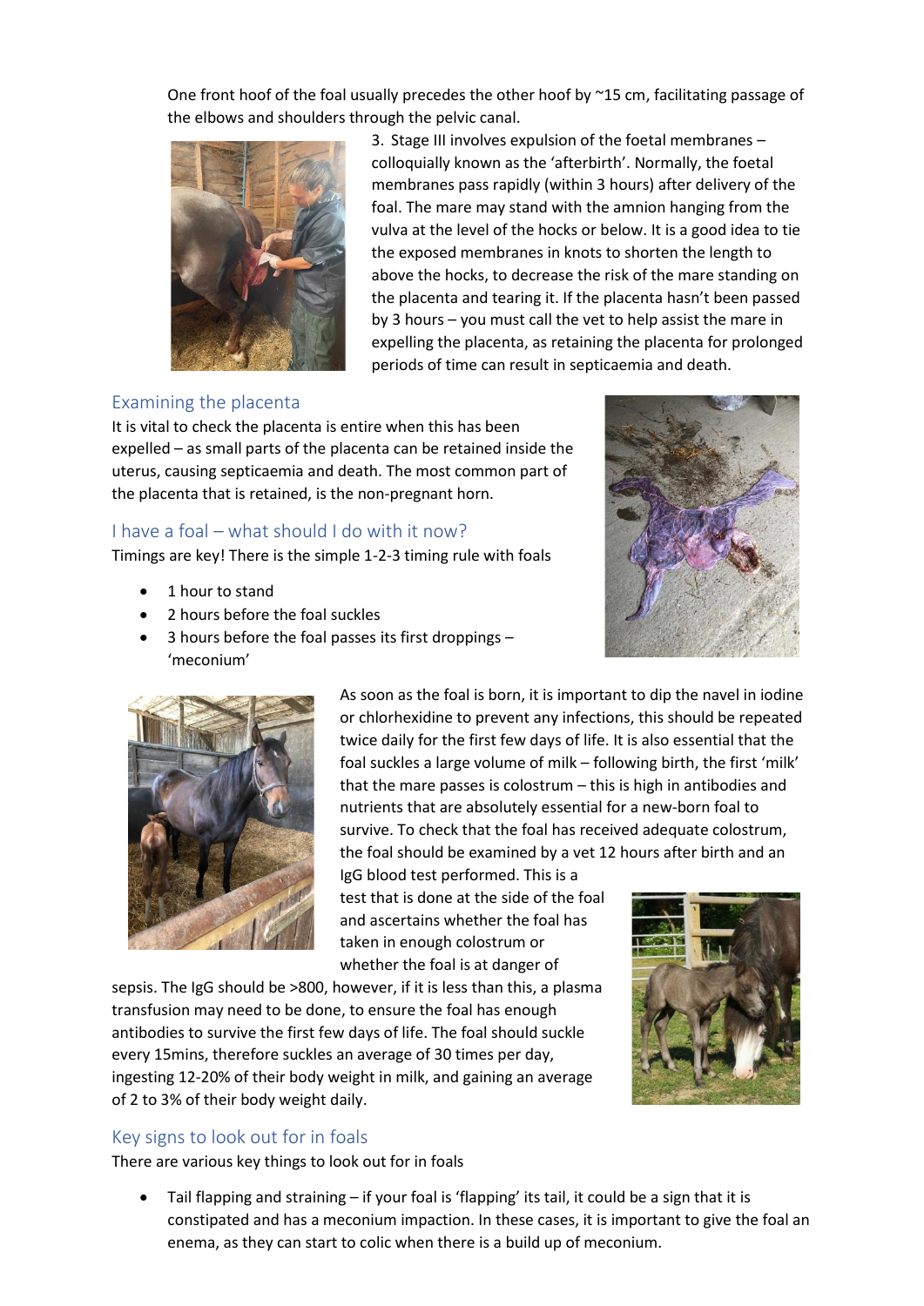One front hoof of the foal usually precedes the other hoof by ~15 cm, facilitating passage of the elbows and shoulders through the pelvic canal.

3. Stage III involves expulsion of the foetal membranes – colloquially known as the 'afterbirth'. Normally, the foetal membranes pass rapidly (within 3 hours) after delivery of the foal. The mare may stand with the amnion hanging from the vulva at the level of the hocks or below. It is a good idea to tie the exposed membranes in knots to shorten the length to above the hocks, to decrease the risk of the mare standing on the placenta and tearing it. If the placenta hasn't been passed by 3 hours – you must call the vet to help assist the mare in expelling the placenta, as retaining the placenta for prolonged periods of time can result in septicaemia and death.

## Examining the placenta

It is vital to check the placenta is entire when this has been expelled – as small parts of the placenta can be retained inside the uterus, causing septicaemia and death. The most common part of the placenta that is retained, is the non-pregnant horn.

## I have a foal – what should I do with it now?

Timings are key! There is the simple 1-2-3 timing rule with foals

- 1 hour to stand
- 2 hours before the foal suckles
- 3 hours before the foal passes its first droppings – 'meconium'

As soon as the foal is born, it is important to dip the navel in iodine or chlorhexidine to prevent any infections, this should be repeated twice daily for the first few days of life. It is also essential that the foal suckles a large volume of milk – following birth, the first 'milk' that the mare passes is colostrum – this is high in antibodies and nutrients that are absolutely essential for a new-born foal to survive. To check that the foal has received adequate colostrum, the foal should be examined by a vet 12 hours after birth and an IgG blood test performed. This is a test that is done at the side of the foal and ascertains whether the foal has taken in enough colostrum or whether the foal is at danger of sepsis. The IgG should be >800, however, if it is less than this, a plasma transfusion may need to be done, to ensure the foal has enough antibodies to survive the first few days of life. The foal should suckle every 15mins, therefore suckles an average of 30 times per day, ingesting 12-20% of their body weight in milk, and gaining an average of 2 to 3% of their body weight daily.

## Key signs to look out for in foals

There are various key things to look out for in foals

- Tail flapping and straining – if your foal is 'flapping' its tail, it could be a sign that it is constipated and has a meconium impaction. In these cases, it is important to give the foal an enema, as they can start to colic when there is a build up of meconium.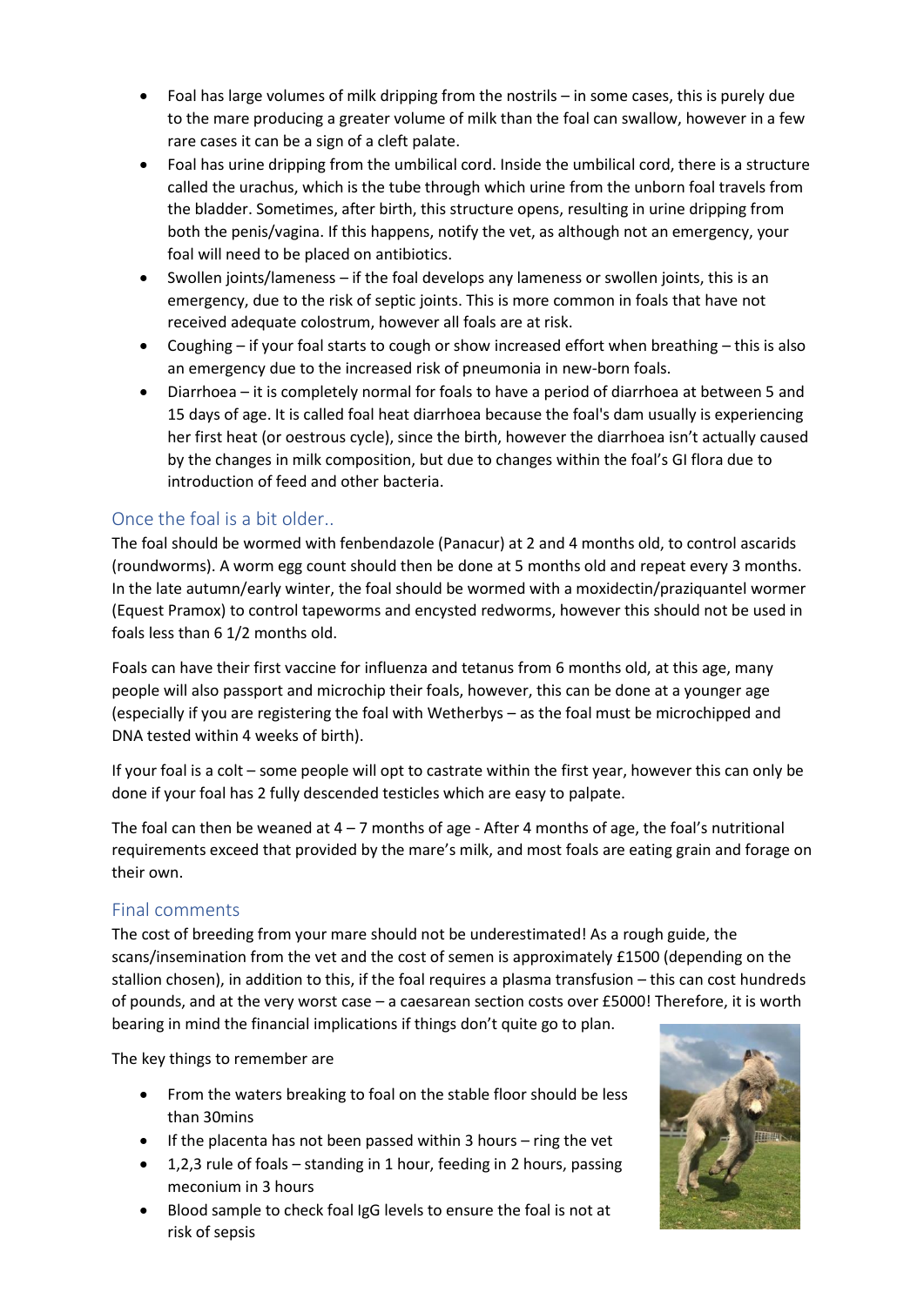- Foal has large volumes of milk dripping from the nostrils – in some cases, this is purely due to the mare producing a greater volume of milk than the foal can swallow, however in a few rare cases it can be a sign of a cleft palate.
- Foal has urine dripping from the umbilical cord. Inside the umbilical cord, there is a structure called the urachus, which is the tube through which urine from the unborn foal travels from the bladder. Sometimes, after birth, this structure opens, resulting in urine dripping from both the penis/vagina. If this happens, notify the vet, as although not an emergency, your foal will need to be placed on antibiotics.
- Swollen joints/lameness – if the foal develops any lameness or swollen joints, this is an emergency, due to the risk of septic joints. This is more common in foals that have not received adequate colostrum, however all foals are at risk.
- Coughing – if your foal starts to cough or show increased effort when breathing – this is also an emergency due to the increased risk of pneumonia in new-born foals.
- Diarrhoea – it is completely normal for foals to have a period of diarrhoea at between 5 and 15 days of age. It is called foal heat diarrhoea because the foal's dam usually is experiencing her first heat (or oestrous cycle), since the birth, however the diarrhoea isn't actually caused by the changes in milk composition, but due to changes within the foal's GI flora due to introduction of feed and other bacteria.

## Once the foal is a bit older..

The foal should be wormed with fenbendazole (Panacur) at 2 and 4 months old, to control ascarids (roundworms). A worm egg count should then be done at 5 months old and repeat every 3 months. In the late autumn/early winter, the foal should be wormed with a moxidectin/praziquantel wormer (Equest Pramox) to control tapeworms and encysted redworms, however this should not be used in foals less than 6 1/2 months old.

Foals can have their first vaccine for influenza and tetanus from 6 months old, at this age, many people will also passport and microchip their foals, however, this can be done at a younger age (especially if you are registering the foal with Wetherbys – as the foal must be microchipped and DNA tested within 4 weeks of birth).

If your foal is a colt – some people will opt to castrate within the first year, however this can only be done if your foal has 2 fully descended testicles which are easy to palpate.

The foal can then be weaned at 4 – 7 months of age - After 4 months of age, the foal's nutritional requirements exceed that provided by the mare's milk, and most foals are eating grain and forage on their own.

## Final comments

The cost of breeding from your mare should not be underestimated! As a rough guide, the scans/insemination from the vet and the cost of semen is approximately £1500 (depending on the stallion chosen), in addition to this, if the foal requires a plasma transfusion – this can cost hundreds of pounds, and at the very worst case – a caesarean section costs over £5000! Therefore, it is worth bearing in mind the financial implications if things don't quite go to plan.

The key things to remember are

- From the waters breaking to foal on the stable floor should be less than 30mins
- If the placenta has not been passed within 3 hours – ring the vet
- 1,2,3 rule of foals – standing in 1 hour, feeding in 2 hours, passing meconium in 3 hours
- Blood sample to check foal IgG levels to ensure the foal is not at risk of sepsis